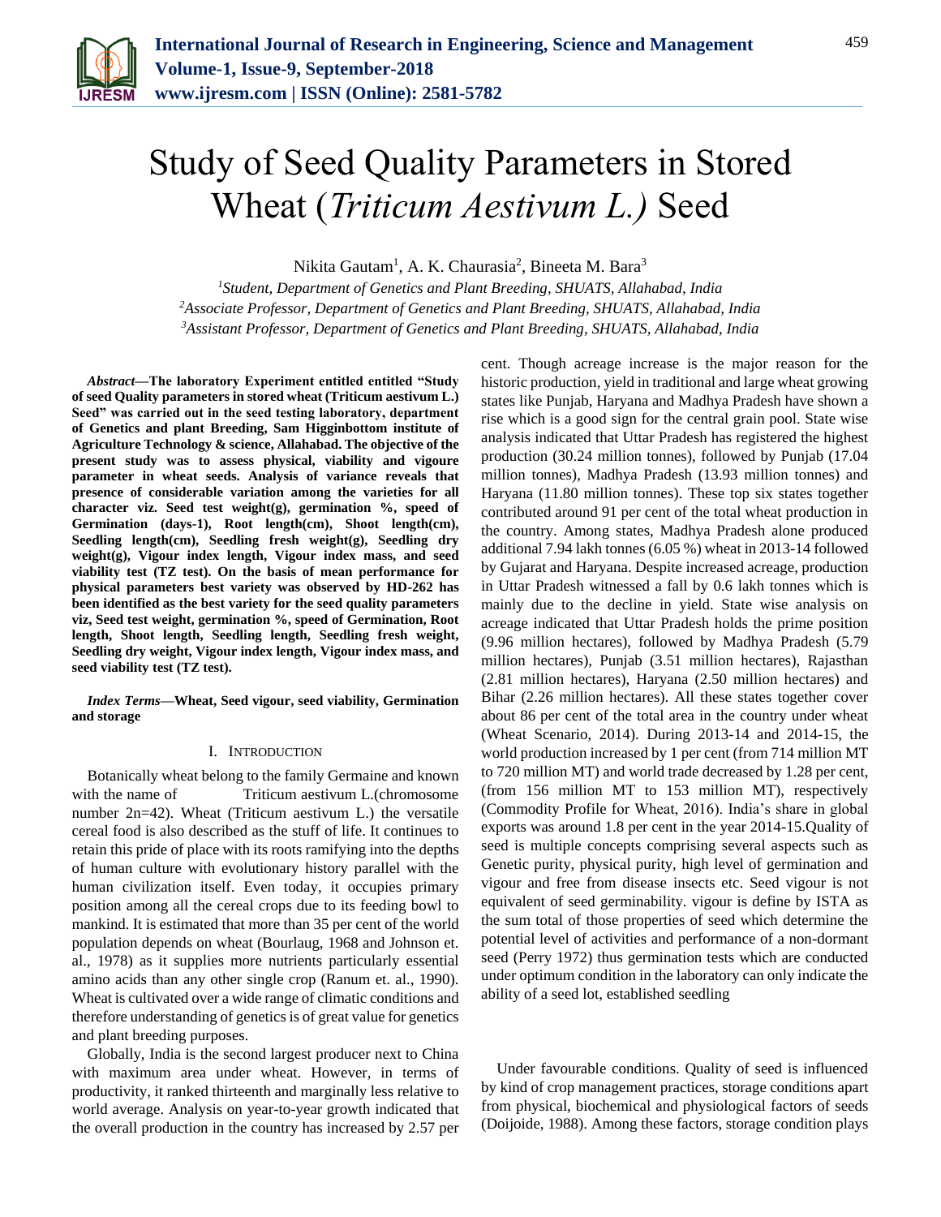# Study of Seed Quality Parameters in Stored Wheat (*Triticum Aestivum L.)* Seed

Nikita Gautam[1], A. K. Chaurasia[2], Bineeta M. Bara[3]

[1]*Student, Department of Genetics and Plant Breeding, SHUATS, Allahabad, India*
[2]*Associate Professor, Department of Genetics and Plant Breeding, SHUATS, Allahabad, India*
[3]*Assistant Professor, Department of Genetics and Plant Breeding, SHUATS, Allahabad, India*

***Abstract*—The laboratory Experiment entitled entitled "Study of seed Quality parameters in stored wheat (Triticum aestivum L.) Seed" was carried out in the seed testing laboratory, department of Genetics and plant Breeding, Sam Higginbottom institute of Agriculture Technology & science, Allahabad. The objective of the present study was to assess physical, viability and vigoure parameter in wheat seeds. Analysis of variance reveals that presence of considerable variation among the varieties for all character viz. Seed test weight(g), germination %, speed of Germination (days-1), Root length(cm), Shoot length(cm), Seedling length(cm), Seedling fresh weight(g), Seedling dry weight(g), Vigour index length, Vigour index mass, and seed viability test (TZ test). On the basis of mean performance for physical parameters best variety was observed by HD-262 has been identified as the best variety for the seed quality parameters viz, Seed test weight, germination %, speed of Germination, Root length, Shoot length, Seedling length, Seedling fresh weight, Seedling dry weight, Vigour index length, Vigour index mass, and seed viability test (TZ test).**

***Index Terms*—Wheat, Seed vigour, seed viability, Germination and storage**

## I. Introduction

Botanically wheat belong to the family Germaine and known with the name of Triticum aestivum L.(chromosome number 2n=42). Wheat (Triticum aestivum L.) the versatile cereal food is also described as the stuff of life. It continues to retain this pride of place with its roots ramifying into the depths of human culture with evolutionary history parallel with the human civilization itself. Even today, it occupies primary position among all the cereal crops due to its feeding bowl to mankind. It is estimated that more than 35 per cent of the world population depends on wheat (Bourlaug, 1968 and Johnson et. al., 1978) as it supplies more nutrients particularly essential amino acids than any other single crop (Ranum et. al., 1990). Wheat is cultivated over a wide range of climatic conditions and therefore understanding of genetics is of great value for genetics and plant breeding purposes.

Globally, India is the second largest producer next to China with maximum area under wheat. However, in terms of productivity, it ranked thirteenth and marginally less relative to world average. Analysis on year-to-year growth indicated that the overall production in the country has increased by 2.57 per cent. Though acreage increase is the major reason for the historic production, yield in traditional and large wheat growing states like Punjab, Haryana and Madhya Pradesh have shown a rise which is a good sign for the central grain pool. State wise analysis indicated that Uttar Pradesh has registered the highest production (30.24 million tonnes), followed by Punjab (17.04 million tonnes), Madhya Pradesh (13.93 million tonnes) and Haryana (11.80 million tonnes). These top six states together contributed around 91 per cent of the total wheat production in the country. Among states, Madhya Pradesh alone produced additional 7.94 lakh tonnes (6.05 %) wheat in 2013-14 followed by Gujarat and Haryana. Despite increased acreage, production in Uttar Pradesh witnessed a fall by 0.6 lakh tonnes which is mainly due to the decline in yield. State wise analysis on acreage indicated that Uttar Pradesh holds the prime position (9.96 million hectares), followed by Madhya Pradesh (5.79 million hectares), Punjab (3.51 million hectares), Rajasthan (2.81 million hectares), Haryana (2.50 million hectares) and Bihar (2.26 million hectares). All these states together cover about 86 per cent of the total area in the country under wheat (Wheat Scenario, 2014). During 2013-14 and 2014-15, the world production increased by 1 per cent (from 714 million MT to 720 million MT) and world trade decreased by 1.28 per cent, (from 156 million MT to 153 million MT), respectively (Commodity Profile for Wheat, 2016). India's share in global exports was around 1.8 per cent in the year 2014-15.Quality of seed is multiple concepts comprising several aspects such as Genetic purity, physical purity, high level of germination and vigour and free from disease insects etc. Seed vigour is not equivalent of seed germinability. vigour is define by ISTA as the sum total of those properties of seed which determine the potential level of activities and performance of a non-dormant seed (Perry 1972) thus germination tests which are conducted under optimum condition in the laboratory can only indicate the ability of a seed lot, established seedling

Under favourable conditions. Quality of seed is influenced by kind of crop management practices, storage conditions apart from physical, biochemical and physiological factors of seeds (Doijoide, 1988). Among these factors, storage condition plays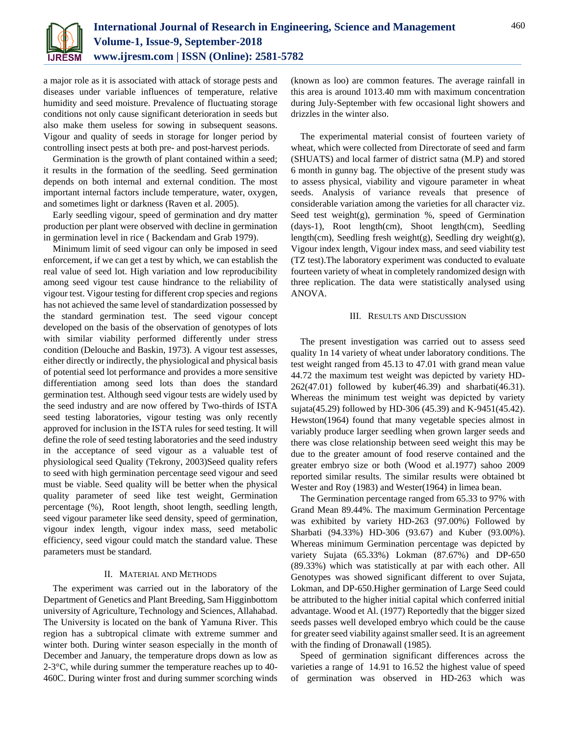a major role as it is associated with attack of storage pests and diseases under variable influences of temperature, relative humidity and seed moisture. Prevalence of fluctuating storage conditions not only cause significant deterioration in seeds but also make them useless for sowing in subsequent seasons. Vigour and quality of seeds in storage for longer period by controlling insect pests at both pre- and post-harvest periods.

Germination is the growth of plant contained within a seed; it results in the formation of the seedling. Seed germination depends on both internal and external condition. The most important internal factors include temperature, water, oxygen, and sometimes light or darkness (Raven et al. 2005).

Early seedling vigour, speed of germination and dry matter production per plant were observed with decline in germination in germination level in rice ( Backendam and Grab 1979).

Minimum limit of seed vigour can only be imposed in seed enforcement, if we can get a test by which, we can establish the real value of seed lot. High variation and low reproducibility among seed vigour test cause hindrance to the reliability of vigour test. Vigour testing for different crop species and regions has not achieved the same level of standardization possessed by the standard germination test. The seed vigour concept developed on the basis of the observation of genotypes of lots with similar viability performed differently under stress condition (Delouche and Baskin, 1973). A vigour test assesses, either directly or indirectly, the physiological and physical basis of potential seed lot performance and provides a more sensitive differentiation among seed lots than does the standard germination test. Although seed vigour tests are widely used by the seed industry and are now offered by Two-thirds of ISTA seed testing laboratories, vigour testing was only recently approved for inclusion in the ISTA rules for seed testing. It will define the role of seed testing laboratories and the seed industry in the acceptance of seed vigour as a valuable test of physiological seed Quality (Tekrony, 2003)Seed quality refers to seed with high germination percentage seed vigour and seed must be viable. Seed quality will be better when the physical quality parameter of seed like test weight, Germination percentage (%), Root length, shoot length, seedling length, seed vigour parameter like seed density, speed of germination, vigour index length, vigour index mass, seed metabolic efficiency, seed vigour could match the standard value. These parameters must be standard.

## II. Material and Methods

The experiment was carried out in the laboratory of the Department of Genetics and Plant Breeding, Sam Higginbottom university of Agriculture, Technology and Sciences, Allahabad. The University is located on the bank of Yamuna River. This region has a subtropical climate with extreme summer and winter both. During winter season especially in the month of December and January, the temperature drops down as low as 2-3°C, while during summer the temperature reaches up to 40-460C. During winter frost and during summer scorching winds (known as loo) are common features. The average rainfall in this area is around 1013.40 mm with maximum concentration during July-September with few occasional light showers and drizzles in the winter also.

The experimental material consist of fourteen variety of wheat, which were collected from Directorate of seed and farm (SHUATS) and local farmer of district satna (M.P) and stored 6 month in gunny bag. The objective of the present study was to assess physical, viability and vigoure parameter in wheat seeds. Analysis of variance reveals that presence of considerable variation among the varieties for all character viz. Seed test weight(g), germination %, speed of Germination (days-1), Root length(cm), Shoot length(cm), Seedling length(cm), Seedling fresh weight(g), Seedling dry weight(g), Vigour index length, Vigour index mass, and seed viability test (TZ test).The laboratory experiment was conducted to evaluate fourteen variety of wheat in completely randomized design with three replication. The data were statistically analysed using ANOVA.

## III. Results and Discussion

The present investigation was carried out to assess seed quality 1n 14 variety of wheat under laboratory conditions. The test weight ranged from 45.13 to 47.01 with grand mean value 44.72 the maximum test weight was depicted by variety HD-262(47.01) followed by kuber(46.39) and sharbati(46.31). Whereas the minimum test weight was depicted by variety sujata(45.29) followed by HD-306 (45.39) and K-9451(45.42). Hewston(1964) found that many vegetable species almost in variably produce larger seedling when grown larger seeds and there was close relationship between seed weight this may be due to the greater amount of food reserve contained and the greater embryo size or both (Wood et al.1977) sahoo 2009 reported similar results. The similar results were obtained bt Wester and Roy (1983) and Wester(1964) in limea bean.

The Germination percentage ranged from 65.33 to 97% with Grand Mean 89.44%. The maximum Germination Percentage was exhibited by variety HD-263 (97.00%) Followed by Sharbati (94.33%) HD-306 (93.67) and Kuber (93.00%). Whereas minimum Germination percentage was depicted by variety Sujata (65.33%) Lokman (87.67%) and DP-650 (89.33%) which was statistically at par with each other. All Genotypes was showed significant different to over Sujata, Lokman, and DP-650.Higher germination of Large Seed could be attributed to the higher initial capital which conferred initial advantage. Wood et Al. (1977) Reportedly that the bigger sized seeds passes well developed embryo which could be the cause for greater seed viability against smaller seed. It is an agreement with the finding of Dronawall (1985).

Speed of germination significant differences across the varieties a range of 14.91 to 16.52 the highest value of speed of germination was observed in HD-263 which was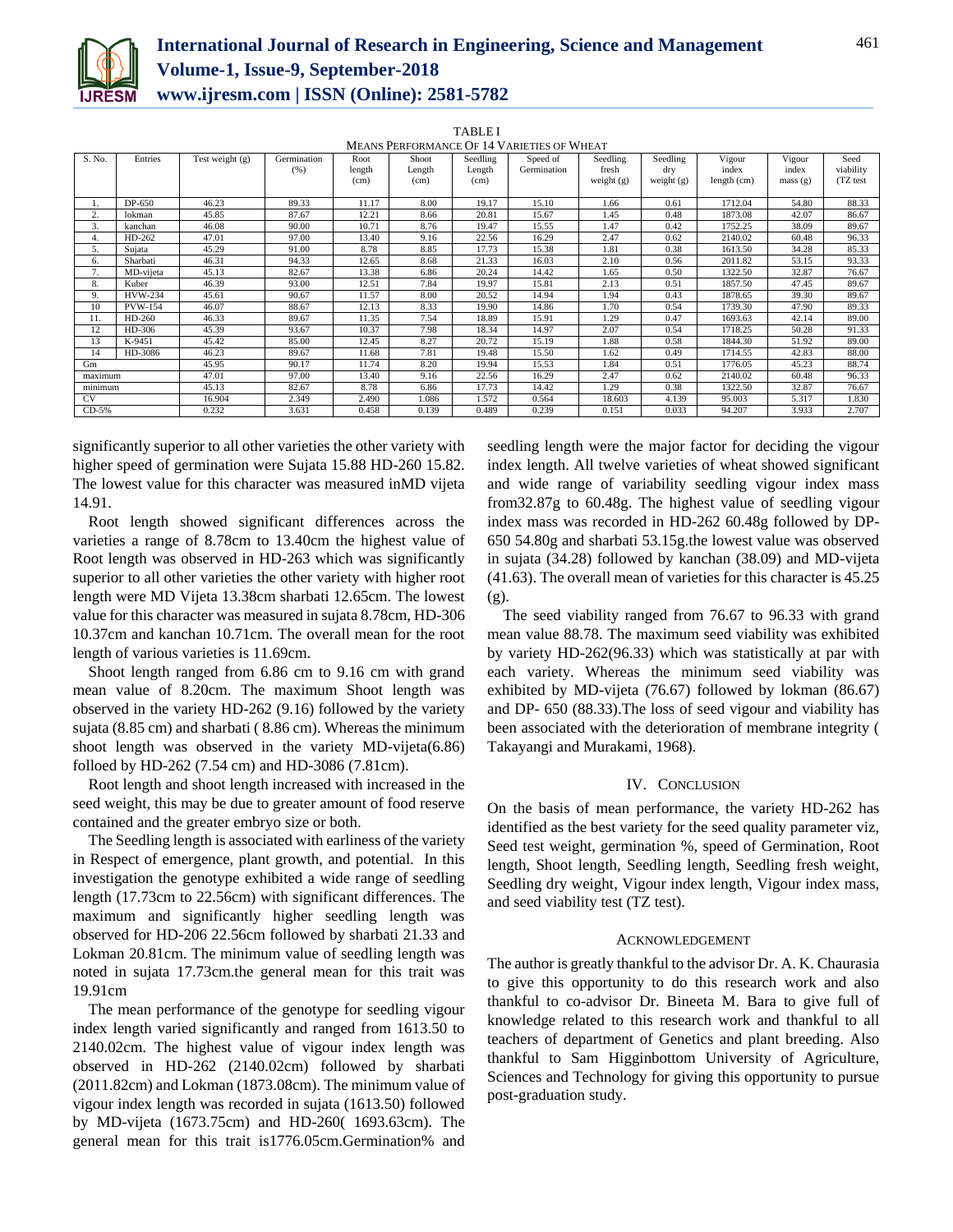TABLE I
MEANS PERFORMANCE OF 14 VARIETIES OF WHEAT

| S. No. | Entries | Test weight (g) | Germination (%) | Root length (cm) | Shoot Length (cm) | Seedling Length (cm) | Speed of Germination | Seedling fresh weight (g) | Seedling dry weight (g) | Vigour index length (cm) | Vigour index mass (g) | Seed viability (TZ test |
|---|---|---|---|---|---|---|---|---|---|---|---|---|
| 1. | DP-650 | 46.23 | 89.33 | 11.17 | 8.00 | 19.17 | 15.10 | 1.66 | 0.61 | 1712.04 | 54.80 | 88.33 |
| 2. | lokman | 45.85 | 87.67 | 12.21 | 8.66 | 20.81 | 15.67 | 1.45 | 0.48 | 1873.08 | 42.07 | 86.67 |
| 3. | kanchan | 46.08 | 90.00 | 10.71 | 8.76 | 19.47 | 15.55 | 1.47 | 0.42 | 1752.25 | 38.09 | 89.67 |
| 4. | HD-262 | 47.01 | 97.00 | 13.40 | 9.16 | 22.56 | 16.29 | 2.47 | 0.62 | 2140.02 | 60.48 | 96.33 |
| 5. | Sujata | 45.29 | 91.00 | 8.78 | 8.85 | 17.73 | 15.38 | 1.81 | 0.38 | 1613.50 | 34.28 | 85.33 |
| 6. | Sharbati | 46.31 | 94.33 | 12.65 | 8.68 | 21.33 | 16.03 | 2.10 | 0.56 | 2011.82 | 53.15 | 93.33 |
| 7. | MD-vijeta | 45.13 | 82.67 | 13.38 | 6.86 | 20.24 | 14.42 | 1.65 | 0.50 | 1322.50 | 32.87 | 76.67 |
| 8. | Kuber | 46.39 | 93.00 | 12.51 | 7.84 | 19.97 | 15.81 | 2.13 | 0.51 | 1857.50 | 47.45 | 89.67 |
| 9. | HVW-234 | 45.61 | 90.67 | 11.57 | 8.00 | 20.52 | 14.94 | 1.94 | 0.43 | 1878.65 | 39.30 | 89.67 |
| 10 | PVW-154 | 46.07 | 88.67 | 12.13 | 8.33 | 19.90 | 14.86 | 1.70 | 0.54 | 1739.30 | 47.90 | 89.33 |
| 11. | HD-260 | 46.33 | 89.67 | 11.35 | 7.54 | 18.89 | 15.91 | 1.29 | 0.47 | 1693.63 | 42.14 | 89.00 |
| 12 | HD-306 | 45.39 | 93.67 | 10.37 | 7.98 | 18.34 | 14.97 | 2.07 | 0.54 | 1718.25 | 50.28 | 91.33 |
| 13 | K-9451 | 45.42 | 85.00 | 12.45 | 8.27 | 20.72 | 15.19 | 1.88 | 0.58 | 1844.30 | 51.92 | 89.00 |
| 14 | HD-3086 | 46.23 | 89.67 | 11.68 | 7.81 | 19.48 | 15.50 | 1.62 | 0.49 | 1714.55 | 42.83 | 88.00 |
| Gm | | 45.95 | 90.17 | 11.74 | 8.20 | 19.94 | 15.53 | 1.84 | 0.51 | 1776.05 | 45.23 | 88.74 |
| maximum | | 47.01 | 97.00 | 13.40 | 9.16 | 22.56 | 16.29 | 2.47 | 0.62 | 2140.02 | 60.48 | 96.33 |
| minimum | | 45.13 | 82.67 | 8.78 | 6.86 | 17.73 | 14.42 | 1.29 | 0.38 | 1322.50 | 32.87 | 76.67 |
| CV | | 16.904 | 2.349 | 2.490 | 1.086 | 1.572 | 0.564 | 18.603 | 4.139 | 95.003 | 5.317 | 1.830 |
| CD-5% | | 0.232 | 3.631 | 0.458 | 0.139 | 0.489 | 0.239 | 0.151 | 0.033 | 94.207 | 3.933 | 2.707 |

significantly superior to all other varieties the other variety with higher speed of germination were Sujata 15.88 HD-260 15.82. The lowest value for this character was measured inMD vijeta 14.91.

Root length showed significant differences across the varieties a range of 8.78cm to 13.40cm the highest value of Root length was observed in HD-263 which was significantly superior to all other varieties the other variety with higher root length were MD Vijeta 13.38cm sharbati 12.65cm. The lowest value for this character was measured in sujata 8.78cm, HD-306 10.37cm and kanchan 10.71cm. The overall mean for the root length of various varieties is 11.69cm.

Shoot length ranged from 6.86 cm to 9.16 cm with grand mean value of 8.20cm. The maximum Shoot length was observed in the variety HD-262 (9.16) followed by the variety sujata (8.85 cm) and sharbati ( 8.86 cm). Whereas the minimum shoot length was observed in the variety MD-vijeta(6.86) folloed by HD-262 (7.54 cm) and HD-3086 (7.81cm).

Root length and shoot length increased with increased in the seed weight, this may be due to greater amount of food reserve contained and the greater embryo size or both.

The Seedling length is associated with earliness of the variety in Respect of emergence, plant growth, and potential. In this investigation the genotype exhibited a wide range of seedling length (17.73cm to 22.56cm) with significant differences. The maximum and significantly higher seedling length was observed for HD-206 22.56cm followed by sharbati 21.33 and Lokman 20.81cm. The minimum value of seedling length was noted in sujata 17.73cm.the general mean for this trait was 19.91cm

The mean performance of the genotype for seedling vigour index length varied significantly and ranged from 1613.50 to 2140.02cm. The highest value of vigour index length was observed in HD-262 (2140.02cm) followed by sharbati (2011.82cm) and Lokman (1873.08cm). The minimum value of vigour index length was recorded in sujata (1613.50) followed by MD-vijeta (1673.75cm) and HD-260( 1693.63cm). The general mean for this trait is1776.05cm.Germination% and seedling length were the major factor for deciding the vigour index length. All twelve varieties of wheat showed significant and wide range of variability seedling vigour index mass from32.87g to 60.48g. The highest value of seedling vigour index mass was recorded in HD-262 60.48g followed by DP-650 54.80g and sharbati 53.15g.the lowest value was observed in sujata (34.28) followed by kanchan (38.09) and MD-vijeta (41.63). The overall mean of varieties for this character is 45.25 (g).

The seed viability ranged from 76.67 to 96.33 with grand mean value 88.78. The maximum seed viability was exhibited by variety HD-262(96.33) which was statistically at par with each variety. Whereas the minimum seed viability was exhibited by MD-vijeta (76.67) followed by lokman (86.67) and DP- 650 (88.33).The loss of seed vigour and viability has been associated with the deterioration of membrane integrity ( Takayangi and Murakami, 1968).

## IV. CONCLUSION

On the basis of mean performance, the variety HD-262 has identified as the best variety for the seed quality parameter viz, Seed test weight, germination %, speed of Germination, Root length, Shoot length, Seedling length, Seedling fresh weight, Seedling dry weight, Vigour index length, Vigour index mass, and seed viability test (TZ test).

## ACKNOWLEDGEMENT

The author is greatly thankful to the advisor Dr. A. K. Chaurasia to give this opportunity to do this research work and also thankful to co-advisor Dr. Bineeta M. Bara to give full of knowledge related to this research work and thankful to all teachers of department of Genetics and plant breeding. Also thankful to Sam Higginbottom University of Agriculture, Sciences and Technology for giving this opportunity to pursue post-graduation study.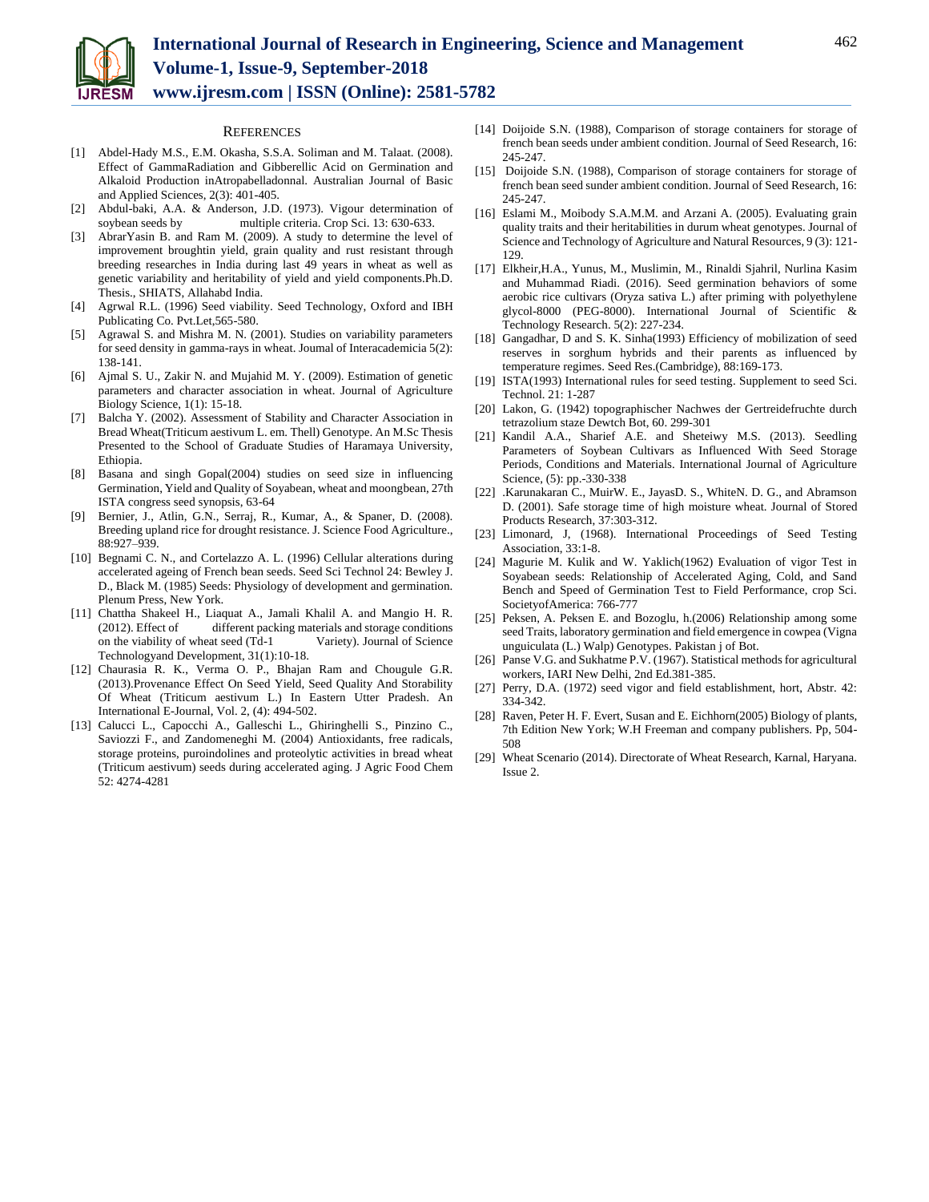## References

- [1] Abdel-Hady M.S., E.M. Okasha, S.S.A. Soliman and M. Talaat. (2008). Effect of GammaRadiation and Gibberellic Acid on Germination and Alkaloid Production inAtropabelladonnal. Australian Journal of Basic and Applied Sciences, 2(3): 401-405.
- [2] Abdul-baki, A.A. & Anderson, J.D. (1973). Vigour determination of soybean seeds by multiple criteria. Crop Sci. 13: 630-633.
- [3] AbrarYasin B. and Ram M. (2009). A study to determine the level of improvement broughtin yield, grain quality and rust resistant through breeding researches in India during last 49 years in wheat as well as genetic variability and heritability of yield and yield components.Ph.D. Thesis., SHIATS, Allahabd India.
- [4] Agrwal R.L. (1996) Seed viability. Seed Technology, Oxford and IBH Publicating Co. Pvt.Let,565-580.
- [5] Agrawal S. and Mishra M. N. (2001). Studies on variability parameters for seed density in gamma-rays in wheat. Joumal of Interacademicia 5(2): 138-141.
- [6] Ajmal S. U., Zakir N. and Mujahid M. Y. (2009). Estimation of genetic parameters and character association in wheat. Journal of Agriculture Biology Science, 1(1): 15-18.
- [7] Balcha Y. (2002). Assessment of Stability and Character Association in Bread Wheat(Triticum aestivum L. em. Thell) Genotype. An M.Sc Thesis Presented to the School of Graduate Studies of Haramaya University, Ethiopia.
- [8] Basana and singh Gopal(2004) studies on seed size in influencing Germination, Yield and Quality of Soyabean, wheat and moongbean, 27th ISTA congress seed synopsis, 63-64
- [9] Bernier, J., Atlin, G.N., Serraj, R., Kumar, A., & Spaner, D. (2008). Breeding upland rice for drought resistance. J. Science Food Agriculture., 88:927–939.
- [10] Begnami C. N., and Cortelazzo A. L. (1996) Cellular alterations during accelerated ageing of French bean seeds. Seed Sci Technol 24: Bewley J. D., Black M. (1985) Seeds: Physiology of development and germination. Plenum Press, New York.
- [11] Chattha Shakeel H., Liaquat A., Jamali Khalil A. and Mangio H. R. (2012). Effect of different packing materials and storage conditions on the viability of wheat seed (Td-1 Variety). Journal of Science Technologyand Development, 31(1):10-18.
- [12] Chaurasia R. K., Verma O. P., Bhajan Ram and Chougule G.R. (2013).Provenance Effect On Seed Yield, Seed Quality And Storability Of Wheat (Triticum aestivum L.) In Eastern Utter Pradesh. An International E-Journal, Vol. 2, (4): 494-502.
- [13] Calucci L., Capocchi A., Galleschi L., Ghiringhelli S., Pinzino C., Saviozzi F., and Zandomeneghi M. (2004) Antioxidants, free radicals, storage proteins, puroindolines and proteolytic activities in bread wheat (Triticum aestivum) seeds during accelerated aging. J Agric Food Chem 52: 4274-4281
- [14] Doijoide S.N. (1988), Comparison of storage containers for storage of french bean seeds under ambient condition. Journal of Seed Research, 16: 245-247.
- [15] Doijoide S.N. (1988), Comparison of storage containers for storage of french bean seed sunder ambient condition. Journal of Seed Research, 16: 245-247.
- [16] Eslami M., Moibody S.A.M.M. and Arzani A. (2005). Evaluating grain quality traits and their heritabilities in durum wheat genotypes. Journal of Science and Technology of Agriculture and Natural Resources, 9 (3): 121-129.
- [17] Elkheir,H.A., Yunus, M., Muslimin, M., Rinaldi Sjahril, Nurlina Kasim and Muhammad Riadi. (2016). Seed germination behaviors of some aerobic rice cultivars (Oryza sativa L.) after priming with polyethylene glycol-8000 (PEG-8000). International Journal of Scientific & Technology Research. 5(2): 227-234.
- [18] Gangadhar, D and S. K. Sinha(1993) Efficiency of mobilization of seed reserves in sorghum hybrids and their parents as influenced by temperature regimes. Seed Res.(Cambridge), 88:169-173.
- [19] ISTA(1993) International rules for seed testing. Supplement to seed Sci. Technol. 21: 1-287
- [20] Lakon, G. (1942) topographischer Nachwes der Gertreidefruchte durch tetrazolium staze Dewtch Bot, 60. 299-301
- [21] Kandil A.A., Sharief A.E. and Sheteiwy M.S. (2013). Seedling Parameters of Soybean Cultivars as Influenced With Seed Storage Periods, Conditions and Materials. International Journal of Agriculture Science, (5): pp.-330-338
- [22] .Karunakaran C., MuirW. E., JayasD. S., WhiteN. D. G., and Abramson D. (2001). Safe storage time of high moisture wheat. Journal of Stored Products Research, 37:303-312.
- [23] Limonard, J, (1968). International Proceedings of Seed Testing Association, 33:1-8.
- [24] Magurie M. Kulik and W. Yaklich(1962) Evaluation of vigor Test in Soyabean seeds: Relationship of Accelerated Aging, Cold, and Sand Bench and Speed of Germination Test to Field Performance, crop Sci. SocietyofAmerica: 766-777
- [25] Peksen, A. Peksen E. and Bozoglu, h.(2006) Relationship among some seed Traits, laboratory germination and field emergence in cowpea (Vigna unguiculata (L.) Walp) Genotypes. Pakistan j of Bot.
- [26] Panse V.G. and Sukhatme P.V. (1967). Statistical methods for agricultural workers, IARI New Delhi, 2nd Ed.381-385.
- [27] Perry, D.A. (1972) seed vigor and field establishment, hort, Abstr. 42: 334-342.
- [28] Raven, Peter H. F. Evert, Susan and E. Eichhorn(2005) Biology of plants, 7th Edition New York; W.H Freeman and company publishers. Pp, 504-508
- [29] Wheat Scenario (2014). Directorate of Wheat Research, Karnal, Haryana. Issue 2.